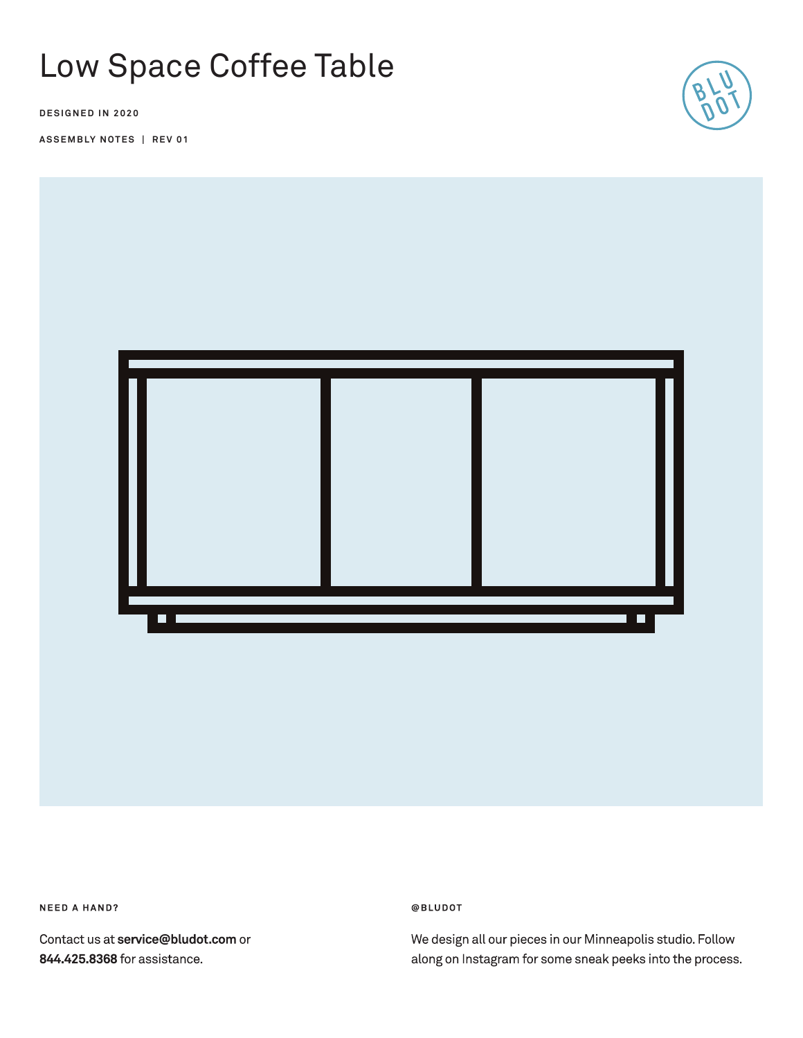# Low Space Coffee Table

**DESIGNED IN 2020**

**ASSEMBLY NOTES | REV 01**

**NEED A HAND?**

Contact us at **service@bludot.com** or **844.425.8368** for assistance.

**@BLUDOT**

We design all our pieces in our Minneapolis studio. Follow along on Instagram for some sneak peeks into the process.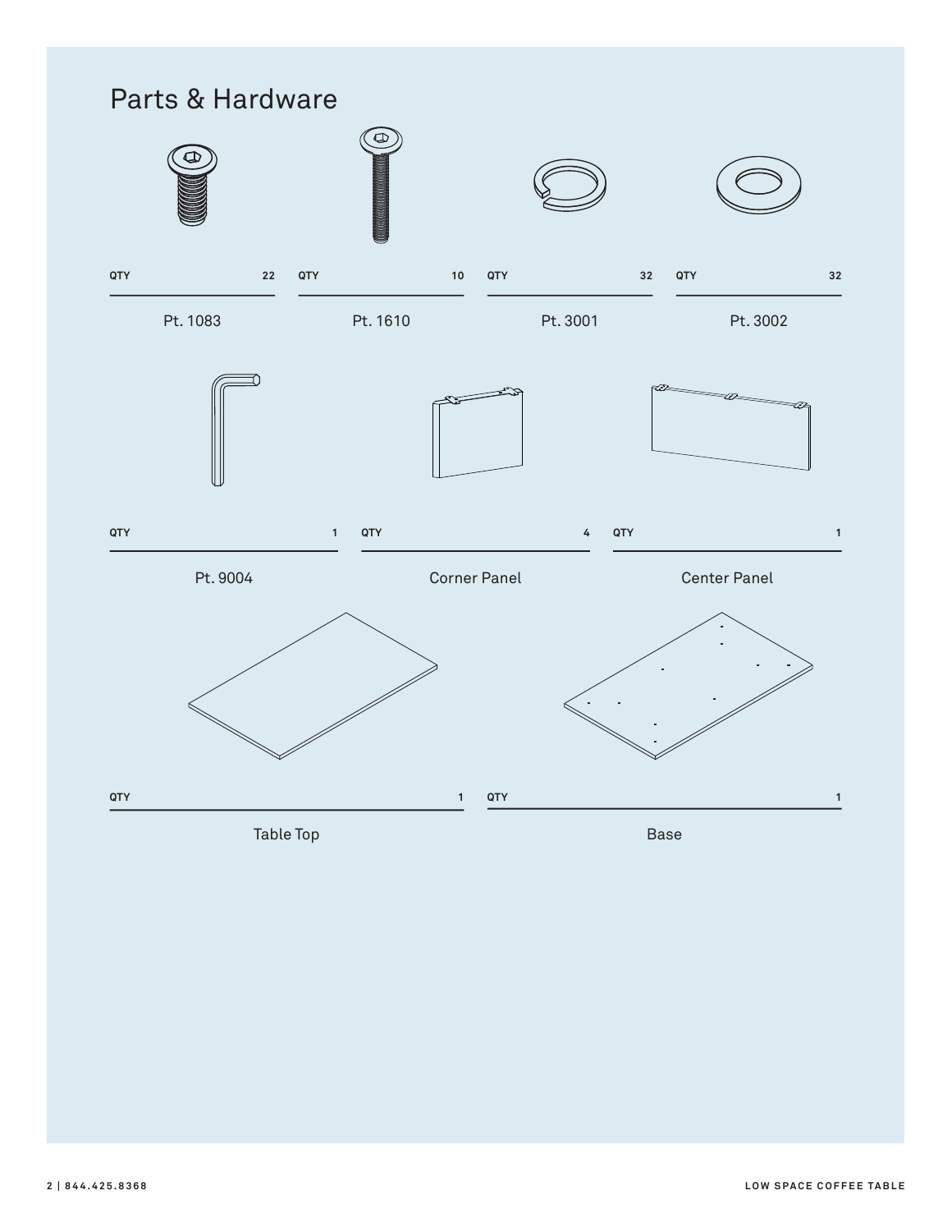# Parts & Hardware

| Part | QTY |
| --- | --- |
| Pt. 1083 | 22 |
| Pt. 1610 | 10 |
| Pt. 3001 | 32 |
| Pt. 3002 | 32 |
| Pt. 9004 | 1 |
| Corner Panel | 4 |
| Center Panel | 1 |
| Table Top | 1 |
| Base | 1 |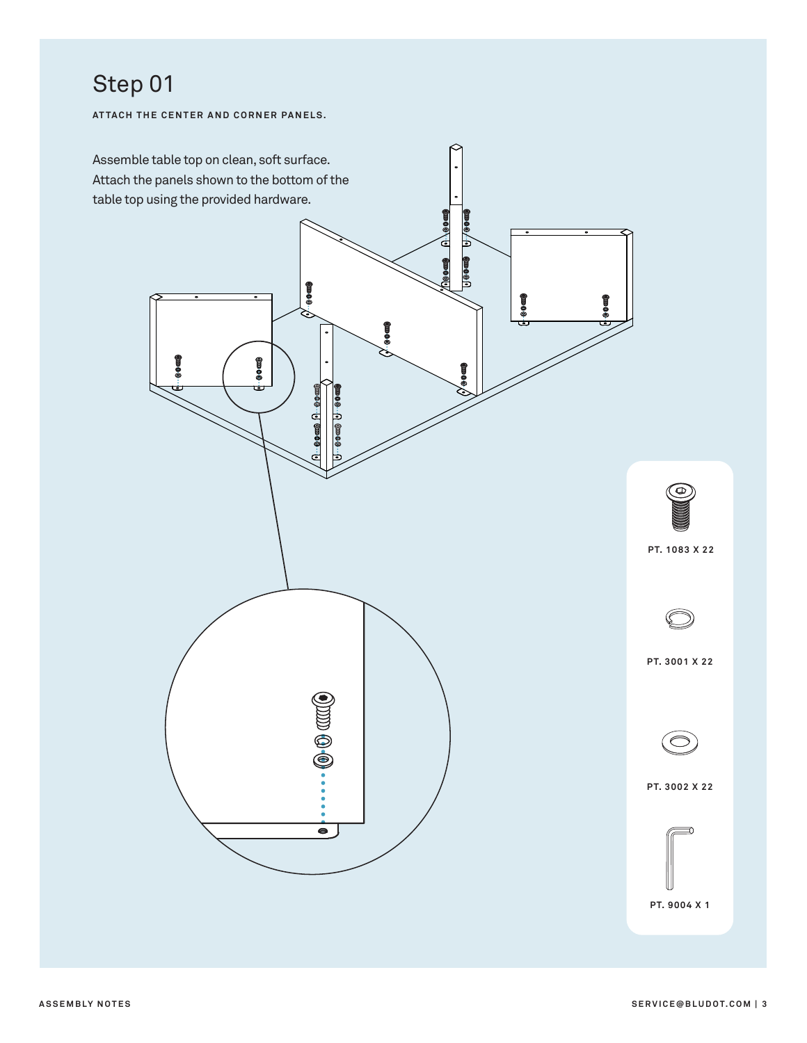# Step 01

**ATTACH THE CENTER AND CORNER PANELS.**

Assemble table top on clean, soft surface. Attach the panels shown to the bottom of the table top using the provided hardware.

PT. 1083 X 22

PT. 3001 X 22

PT. 3002 X 22

PT. 9004 X 1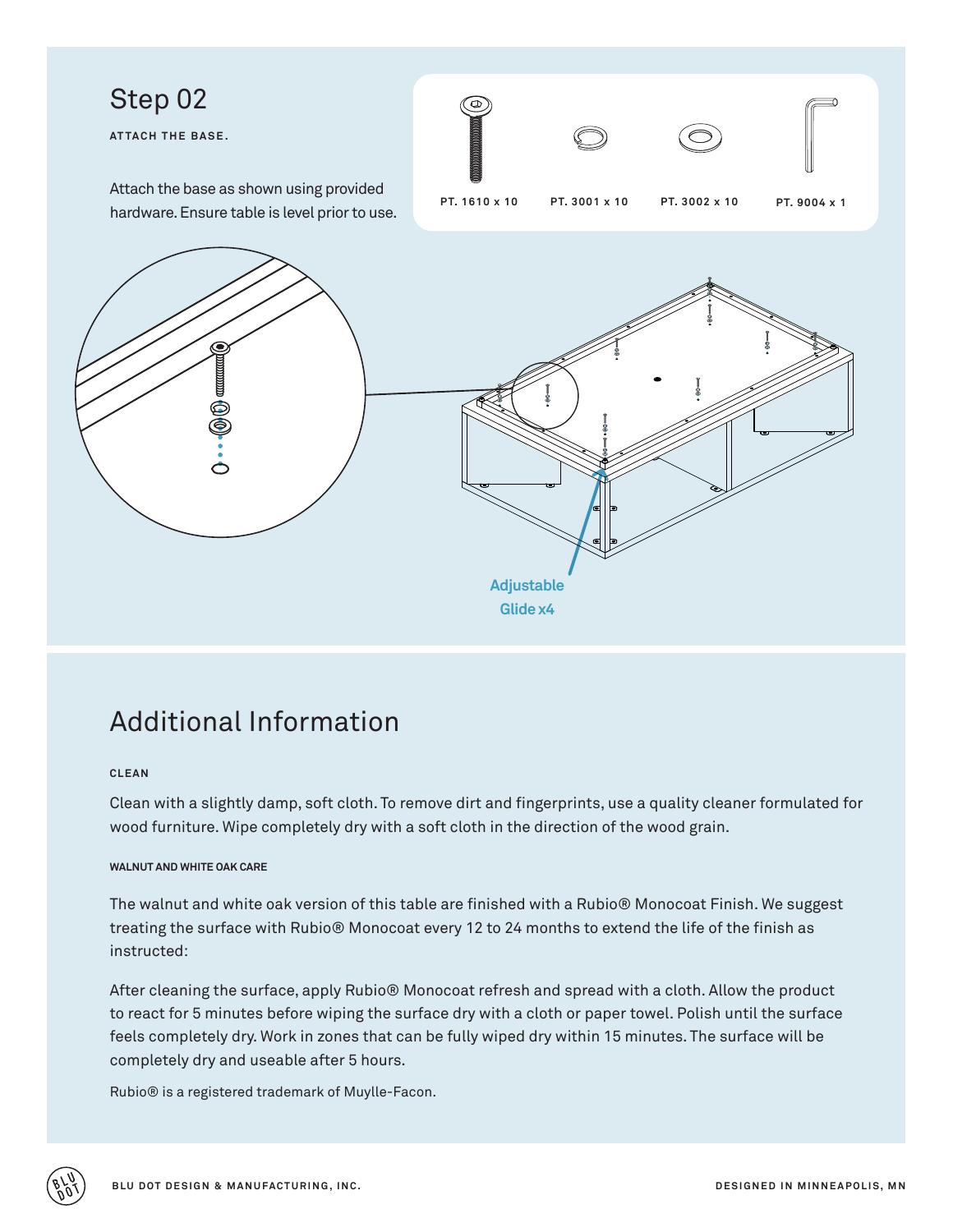## Step 02

**ATTACH THE BASE.**

Attach the base as shown using provided hardware. Ensure table is level prior to use.

PT. 1610 x 10

PT. 3001 x 10

PT. 3002 x 10

PT. 9004 x 1

Adjustable Glide x4

## Additional Information

**CLEAN**

Clean with a slightly damp, soft cloth. To remove dirt and fingerprints, use a quality cleaner formulated for wood furniture. Wipe completely dry with a soft cloth in the direction of the wood grain.

**WALNUT AND WHITE OAK CARE**

The walnut and white oak version of this table are finished with a Rubio® Monocoat Finish. We suggest treating the surface with Rubio® Monocoat every 12 to 24 months to extend the life of the finish as instructed:

After cleaning the surface, apply Rubio® Monocoat refresh and spread with a cloth. Allow the product to react for 5 minutes before wiping the surface dry with a cloth or paper towel. Polish until the surface feels completely dry. Work in zones that can be fully wiped dry within 15 minutes. The surface will be completely dry and useable after 5 hours.

Rubio® is a registered trademark of Muylle-Facon.